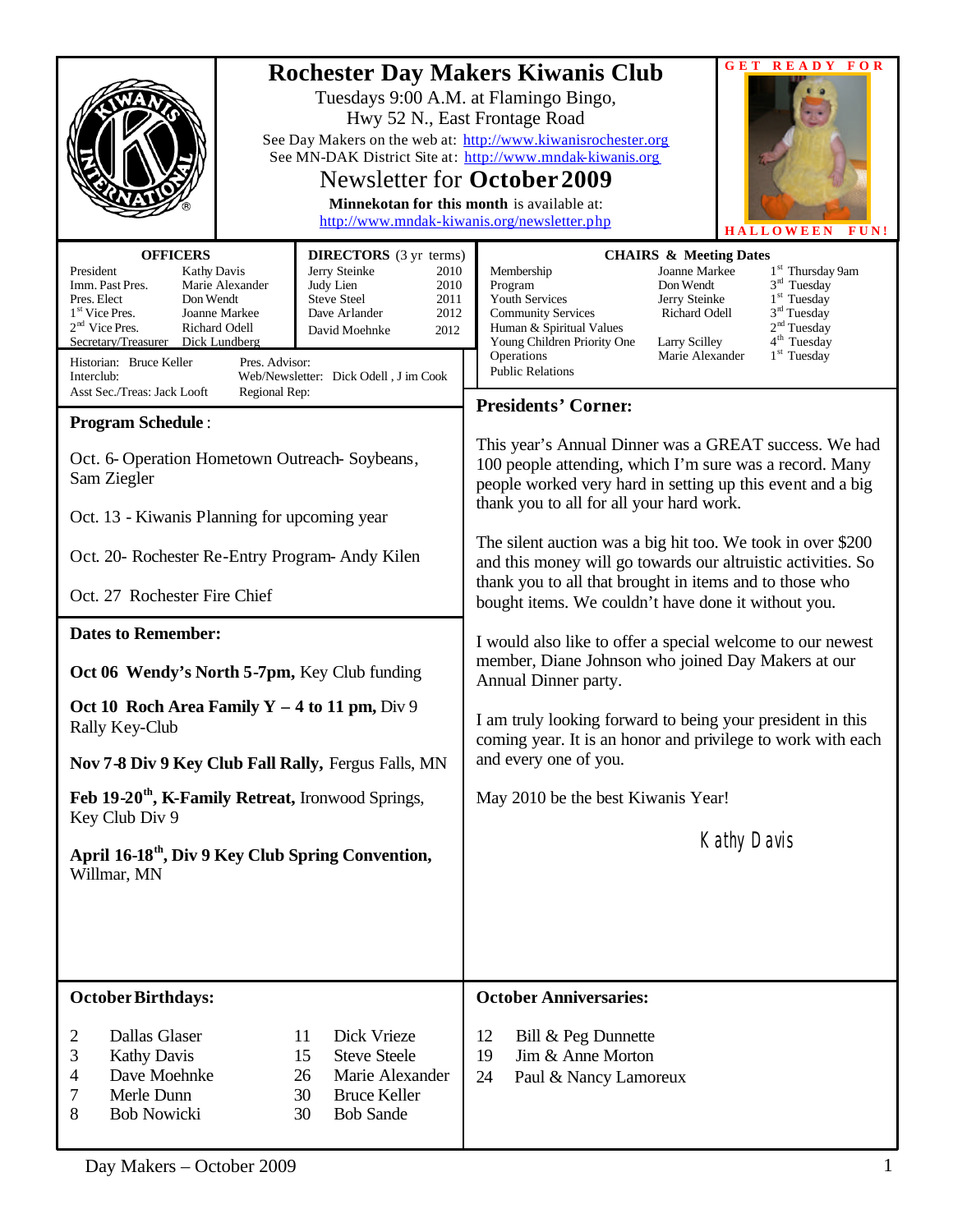# Rochester Day Makers Kiwanis Club

Tuesdays 9:00 A.M. at Flamingo Bingo,
Hwy 52 N., East Frontage Road

See Day Makers on the web at: http://www.kiwanisrochester.org
See MN-DAK District Site at: http://www.mndak-kiwanis.org

## Newsletter for October 2009

**Minnekotan for this month** is available at:
http://www.mndak-kiwanis.org/newsletter.php

GET READY FOR HALLOWEEN FUN!

**OFFICERS**

| | |
|---|---|
| President | Kathy Davis |
| Imm. Past Pres. | Marie Alexander |
| Pres. Elect | Don Wendt |
| 1st Vice Pres. | Joanne Markee |
| 2nd Vice Pres. | Richard Odell |
| Secretary/Treasurer | Dick Lundberg |

**DIRECTORS** (3 yr terms)

| | |
|---|---|
| Jerry Steinke | 2010 |
| Judy Lien | 2010 |
| Steve Steel | 2011 |
| Dave Arlander | 2012 |
| David Moehnke | 2012 |

Historian: Bruce Keller
Interclub:
Asst Sec./Treas: Jack Looft
Pres. Advisor:
Web/Newsletter: Dick Odell , Jim Cook
Regional Rep:

**CHAIRS & Meeting Dates**

| | | |
|---|---|---|
| Membership | Joanne Markee | 1st Thursday 9am |
| Program | Don Wendt | 3rd Tuesday |
| Youth Services | Jerry Steinke | 1st Tuesday |
| Community Services | Richard Odell | 3rd Tuesday |
| Human & Spiritual Values | | 2nd Tuesday |
| Young Children Priority One | Larry Scilley | 4th Tuesday |
| Operations | Marie Alexander | 1st Tuesday |
| Public Relations | | |

**Program Schedule**:

Oct. 6- Operation Hometown Outreach- Soybeans, Sam Ziegler

Oct. 13 - Kiwanis Planning for upcoming year

Oct. 20- Rochester Re-Entry Program- Andy Kilen

Oct. 27 Rochester Fire Chief

**Dates to Remember:**

**Oct 06 Wendy's North 5-7pm,** Key Club funding

**Oct 10 Roch Area Family Y – 4 to 11 pm,** Div 9 Rally Key-Club

**Nov 7-8 Div 9 Key Club Fall Rally,** Fergus Falls, MN

**Feb 19-20th, K-Family Retreat,** Ironwood Springs, Key Club Div 9

**April 16-18th, Div 9 Key Club Spring Convention,** Willmar, MN

**Presidents' Corner:**

This year's Annual Dinner was a GREAT success. We had 100 people attending, which I'm sure was a record. Many people worked very hard in setting up this event and a big thank you to all for all your hard work.

The silent auction was a big hit too. We took in over $200 and this money will go towards our altruistic activities. So thank you to all that brought in items and to those who bought items. We couldn't have done it without you.

I would also like to offer a special welcome to our newest member, Diane Johnson who joined Day Makers at our Annual Dinner party.

I am truly looking forward to being your president in this coming year. It is an honor and privilege to work with each and every one of you.

May 2010 be the best Kiwanis Year!

Kathy Davis

**October Birthdays:**

| | | | |
|---|---|---|---|
| 2 | Dallas Glaser | 11 | Dick Vrieze |
| 3 | Kathy Davis | 15 | Steve Steele |
| 4 | Dave Moehnke | 26 | Marie Alexander |
| 7 | Merle Dunn | 30 | Bruce Keller |
| 8 | Bob Nowicki | 30 | Bob Sande |

**October Anniversaries:**

| | |
|---|---|
| 12 | Bill & Peg Dunnette |
| 19 | Jim & Anne Morton |
| 24 | Paul & Nancy Lamoreux |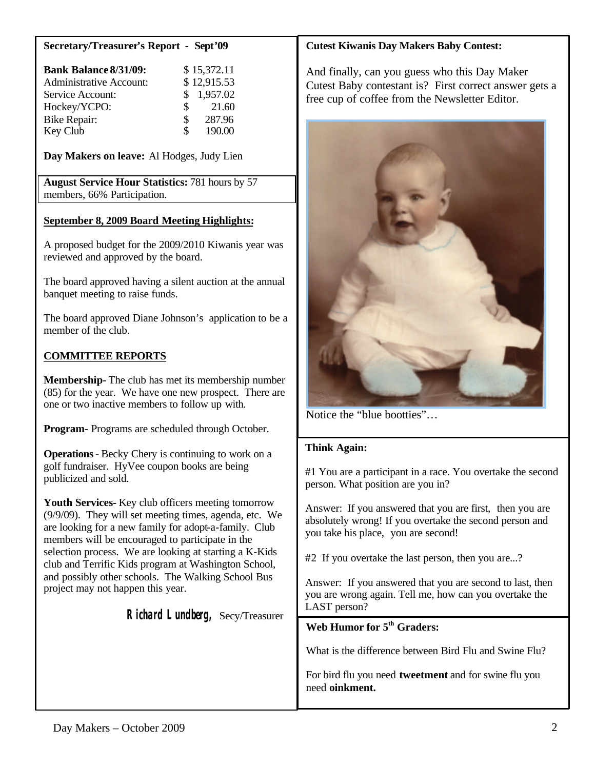### Secretary/Treasurer's Report - Sept'09

| **Bank Balance 8/31/09:** | $ 15,372.11 |
|---|---|
| Administrative Account: | $ 12,915.53 |
| Service Account: | $ 1,957.02 |
| Hockey/YCPO: | $ 21.60 |
| Bike Repair: | $ 287.96 |
| Key Club | $ 190.00 |

**Day Makers on leave:** Al Hodges, Judy Lien

**August Service Hour Statistics:** 781 hours by 57 members, 66% Participation.

**September 8, 2009 Board Meeting Highlights:**

A proposed budget for the 2009/2010 Kiwanis year was reviewed and approved by the board.

The board approved having a silent auction at the annual banquet meeting to raise funds.

The board approved Diane Johnson's application to be a member of the club.

**COMMITTEE REPORTS**

**Membership-** The club has met its membership number (85) for the year. We have one new prospect. There are one or two inactive members to follow up with.

**Program-** Programs are scheduled through October.

**Operations** - Becky Chery is continuing to work on a golf fundraiser. HyVee coupon books are being publicized and sold.

**Youth Services-** Key club officers meeting tomorrow (9/9/09). They will set meeting times, agenda, etc. We are looking for a new family for adopt-a-family. Club members will be encouraged to participate in the selection process. We are looking at starting a K-Kids club and Terrific Kids program at Washington School, and possibly other schools. The Walking School Bus project may not happen this year.

*Richard Lundberg,* Secy/Treasurer

### Cutest Kiwanis Day Makers Baby Contest:

And finally, can you guess who this Day Maker Cutest Baby contestant is? First correct answer gets a free cup of coffee from the Newsletter Editor.

Notice the "blue bootties"…

### Think Again:

#1 You are a participant in a race. You overtake the second person. What position are you in?

Answer: If you answered that you are first, then you are absolutely wrong! If you overtake the second person and you take his place, you are second!

#2 If you overtake the last person, then you are...?

Answer: If you answered that you are second to last, then you are wrong again. Tell me, how can you overtake the LAST person?

### Web Humor for 5th Graders:

What is the difference between Bird Flu and Swine Flu?

For bird flu you need **tweetment** and for swine flu you need **oinkment.**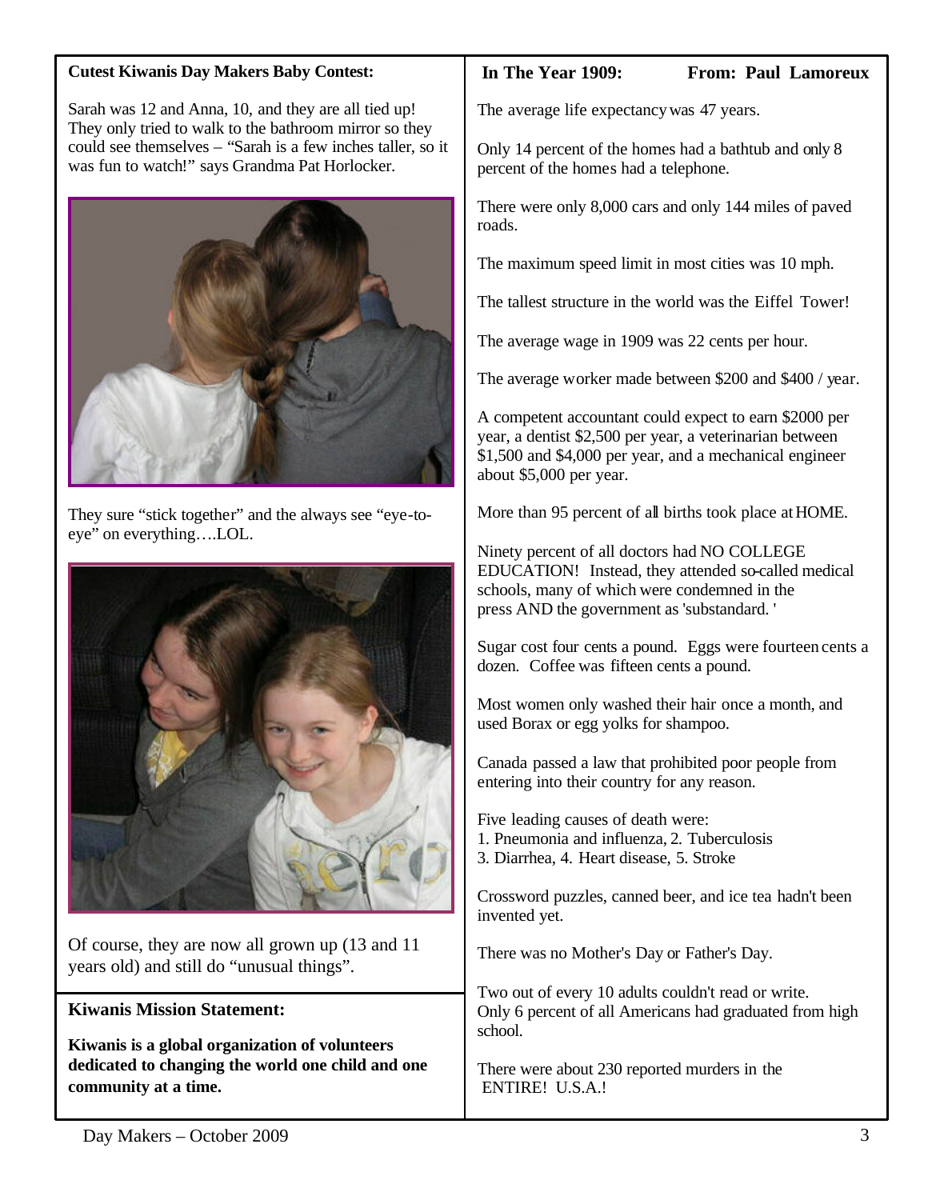### Cutest Kiwanis Day Makers Baby Contest:

Sarah was 12 and Anna, 10, and they are all tied up! They only tried to walk to the bathroom mirror so they could see themselves – "Sarah is a few inches taller, so it was fun to watch!" says Grandma Pat Horlocker.

They sure "stick together" and the always see "eye-to-eye" on everything….LOL.

Of course, they are now all grown up (13 and 11 years old) and still do "unusual things".

### Kiwanis Mission Statement:

**Kiwanis is a global organization of volunteers dedicated to changing the world one child and one community at a time.**

### In The Year 1909: From: Paul Lamoreux

The average life expectancy was 47 years.

Only 14 percent of the homes had a bathtub and only 8 percent of the homes had a telephone.

There were only 8,000 cars and only 144 miles of paved roads.

The maximum speed limit in most cities was 10 mph.

The tallest structure in the world was the Eiffel Tower!

The average wage in 1909 was 22 cents per hour.

The average worker made between $200 and $400 / year.

A competent accountant could expect to earn $2000 per year, a dentist $2,500 per year, a veterinarian between $1,500 and $4,000 per year, and a mechanical engineer about $5,000 per year.

More than 95 percent of all births took place at HOME.

Ninety percent of all doctors had NO COLLEGE EDUCATION! Instead, they attended so-called medical schools, many of which were condemned in the press AND the government as 'substandard. '

Sugar cost four cents a pound. Eggs were fourteen cents a dozen. Coffee was fifteen cents a pound.

Most women only washed their hair once a month, and used Borax or egg yolks for shampoo.

Canada passed a law that prohibited poor people from entering into their country for any reason.

Five leading causes of death were:
1. Pneumonia and influenza, 2. Tuberculosis
3. Diarrhea, 4. Heart disease, 5. Stroke

Crossword puzzles, canned beer, and ice tea hadn't been invented yet.

There was no Mother's Day or Father's Day.

Two out of every 10 adults couldn't read or write.
Only 6 percent of all Americans had graduated from high school.

There were about 230 reported murders in the ENTIRE! U.S.A.!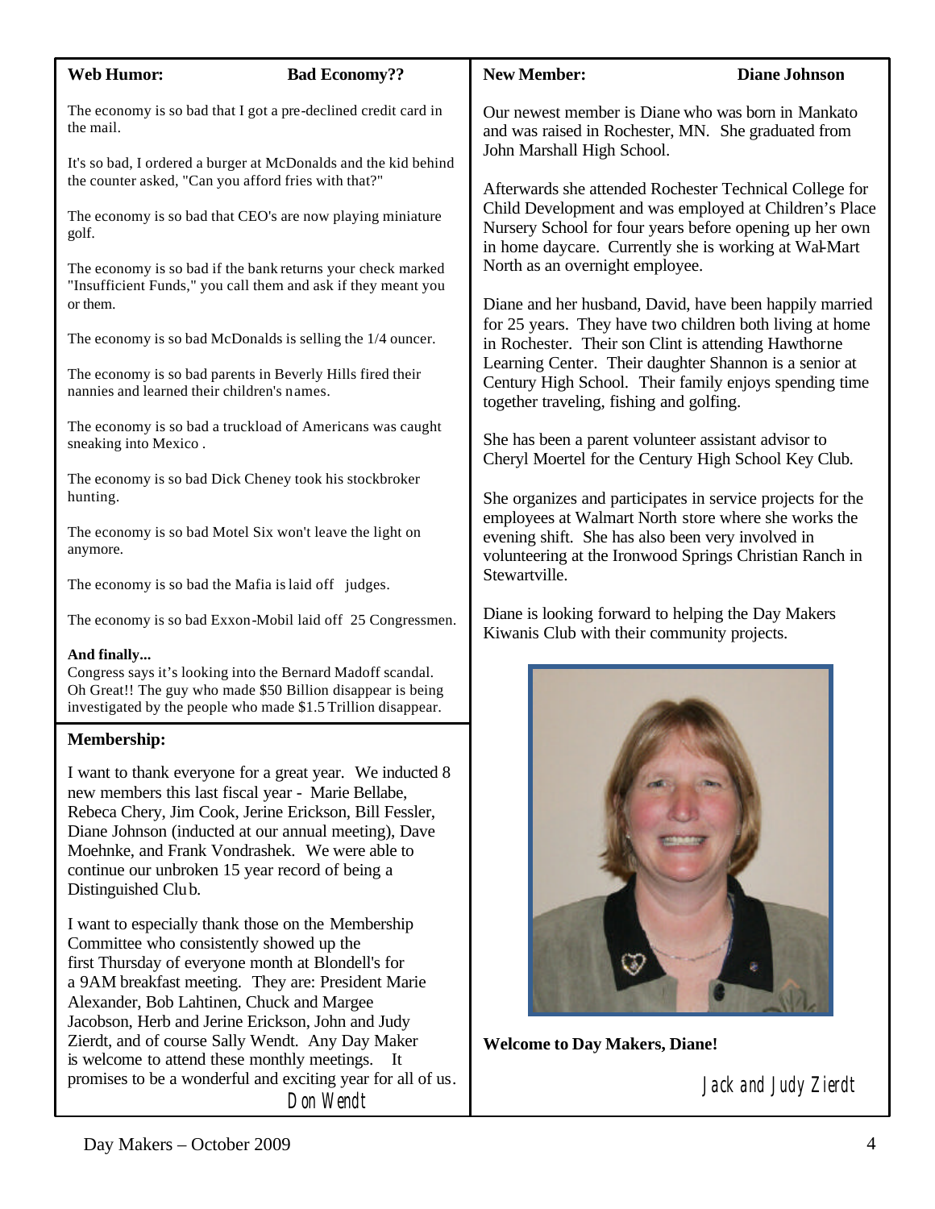## Web Humor: Bad Economy??

The economy is so bad that I got a pre-declined credit card in the mail.

It's so bad, I ordered a burger at McDonalds and the kid behind the counter asked, "Can you afford fries with that?"

The economy is so bad that CEO's are now playing miniature golf.

The economy is so bad if the bank returns your check marked "Insufficient Funds," you call them and ask if they meant you or them.

The economy is so bad McDonalds is selling the 1/4 ouncer.

The economy is so bad parents in Beverly Hills fired their nannies and learned their children's names.

The economy is so bad a truckload of Americans was caught sneaking into Mexico .

The economy is so bad Dick Cheney took his stockbroker hunting.

The economy is so bad Motel Six won't leave the light on anymore.

The economy is so bad the Mafia is laid off judges.

The economy is so bad Exxon-Mobil laid off 25 Congressmen.

**And finally...**
Congress says it's looking into the Bernard Madoff scandal. Oh Great!! The guy who made $50 Billion disappear is being investigated by the people who made $1.5 Trillion disappear.

## Membership:

I want to thank everyone for a great year. We inducted 8 new members this last fiscal year - Marie Bellabe, Rebeca Chery, Jim Cook, Jerine Erickson, Bill Fessler, Diane Johnson (inducted at our annual meeting), Dave Moehnke, and Frank Vondrashek. We were able to continue our unbroken 15 year record of being a Distinguished Club.

I want to especially thank those on the Membership Committee who consistently showed up the first Thursday of everyone month at Blondell's for a 9AM breakfast meeting. They are: President Marie Alexander, Bob Lahtinen, Chuck and Margee Jacobson, Herb and Jerine Erickson, John and Judy Zierdt, and of course Sally Wendt. Any Day Maker is welcome to attend these monthly meetings. It promises to be a wonderful and exciting year for all of us.

*Don Wendt*

## New Member: Diane Johnson

Our newest member is Diane who was born in Mankato and was raised in Rochester, MN. She graduated from John Marshall High School.

Afterwards she attended Rochester Technical College for Child Development and was employed at Children's Place Nursery School for four years before opening up her own in home daycare. Currently she is working at Wal-Mart North as an overnight employee.

Diane and her husband, David, have been happily married for 25 years. They have two children both living at home in Rochester. Their son Clint is attending Hawthorne Learning Center. Their daughter Shannon is a senior at Century High School. Their family enjoys spending time together traveling, fishing and golfing.

She has been a parent volunteer assistant advisor to Cheryl Moertel for the Century High School Key Club.

She organizes and participates in service projects for the employees at Walmart North store where she works the evening shift. She has also been very involved in volunteering at the Ironwood Springs Christian Ranch in Stewartville.

Diane is looking forward to helping the Day Makers Kiwanis Club with their community projects.

**Welcome to Day Makers, Diane!**

*Jack and Judy Zierdt*